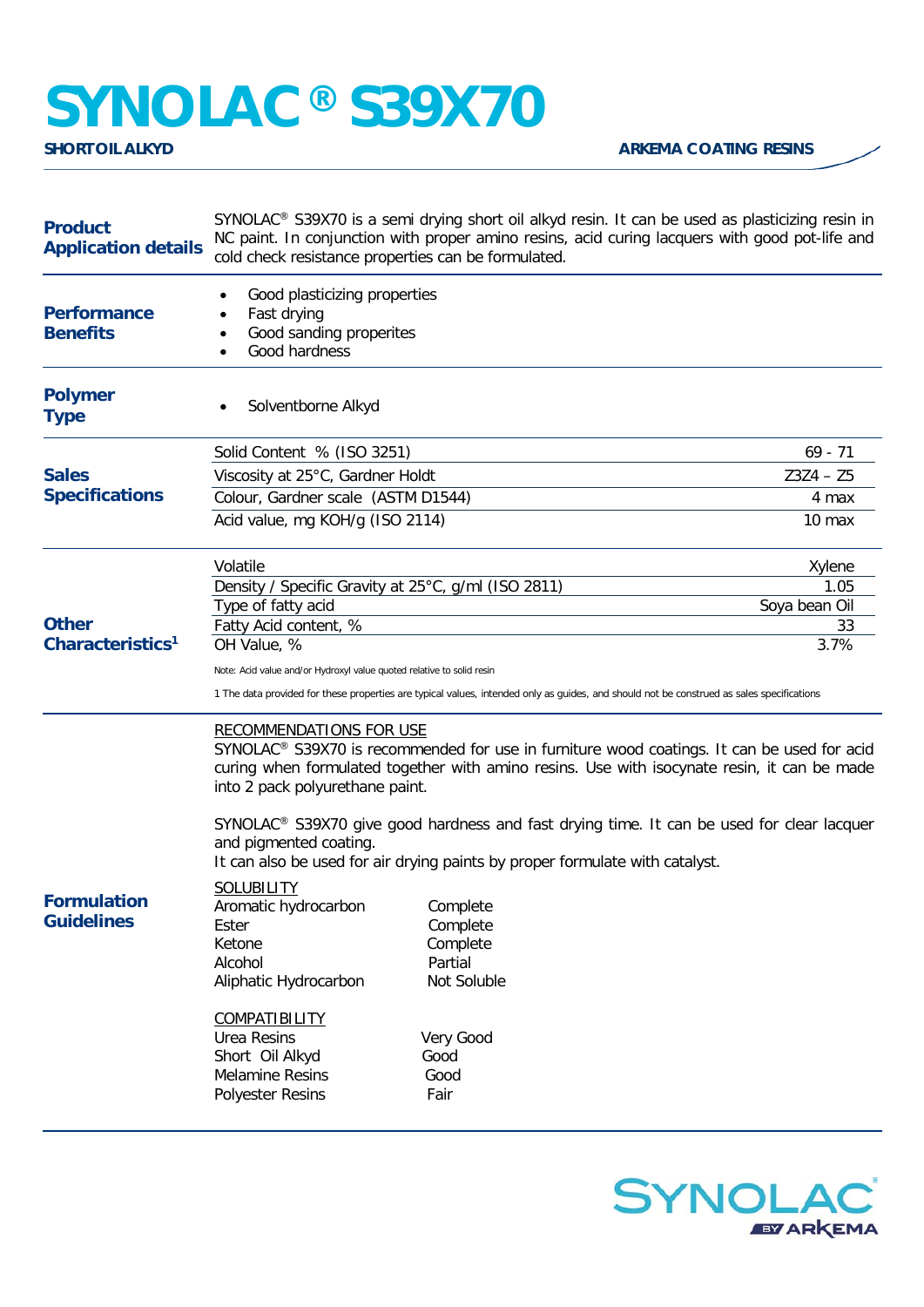# SYNOLAC® S39X70

**SHORT OIL ALKYD** **ARKEMA COATING RESINS**

## Product Application details

SYNOLAC® S39X70 is a semi drying short oil alkyd resin. It can be used as plasticizing resin in NC paint. In conjunction with proper amino resins, acid curing lacquers with good pot-life and cold check resistance properties can be formulated.

## Performance Benefits

- Good plasticizing properties
- Fast drying
- Good sanding properites
- Good hardness

## Polymer Type

- Solventborne Alkyd

## Sales Specifications

| Property | Value |
|---|---|
| Solid Content % (ISO 3251) | 69 - 71 |
| Viscosity at 25°C, Gardner Holdt | Z3Z4 – Z5 |
| Colour, Gardner scale (ASTM D1544) | 4 max |
| Acid value, mg KOH/g (ISO 2114) | 10 max |

## Other Characteristics[1]

| Property | Value |
|---|---|
| Volatile | Xylene |
| Density / Specific Gravity at 25°C, g/ml (ISO 2811) | 1.05 |
| Type of fatty acid | Soya bean Oil |
| Fatty Acid content, % | 33 |
| OH Value, % | 3.7% |

Note: Acid value and/or Hydroxyl value quoted relative to solid resin

1 The data provided for these properties are typical values, intended only as guides, and should not be construed as sales specifications

## Formulation Guidelines

RECOMMENDATIONS FOR USE

SYNOLAC® S39X70 is recommended for use in furniture wood coatings. It can be used for acid curing when formulated together with amino resins. Use with isocynate resin, it can be made into 2 pack polyurethane paint.

SYNOLAC® S39X70 give good hardness and fast drying time. It can be used for clear lacquer and pigmented coating.
It can also be used for air drying paints by proper formulate with catalyst.

SOLUBILITY

| Solvent | Solubility |
|---|---|
| Aromatic hydrocarbon | Complete |
| Ester | Complete |
| Ketone | Complete |
| Alcohol | Partial |
| Aliphatic Hydrocarbon | Not Soluble |

COMPATIBILITY

| Resin | Compatibility |
|---|---|
| Urea Resins | Very Good |
| Short Oil Alkyd | Good |
| Melamine Resins | Good |
| Polyester Resins | Fair |

SYNOLAC® BY ARKEMA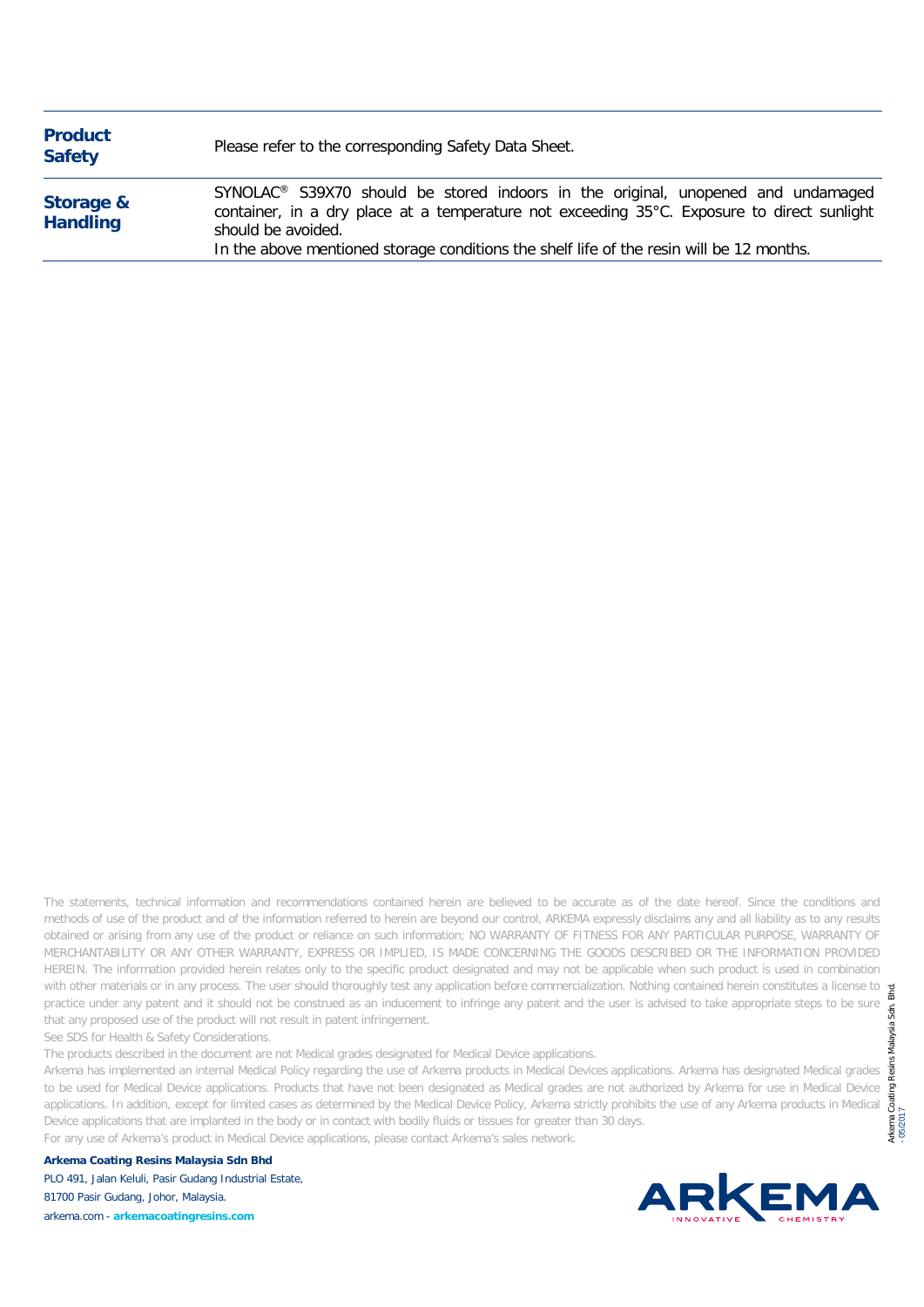| | |
|---|---|
| **Product Safety** | Please refer to the corresponding Safety Data Sheet. |
| **Storage & Handling** | SYNOLAC® S39X70 should be stored indoors in the original, unopened and undamaged container, in a dry place at a temperature not exceeding 35°C. Exposure to direct sunlight should be avoided.<br>In the above mentioned storage conditions the shelf life of the resin will be 12 months. |

The statements, technical information and recommendations contained herein are believed to be accurate as of the date hereof. Since the conditions and methods of use of the product and of the information referred to herein are beyond our control, ARKEMA expressly disclaims any and all liability as to any results obtained or arising from any use of the product or reliance on such information; NO WARRANTY OF FITNESS FOR ANY PARTICULAR PURPOSE, WARRANTY OF MERCHANTABILITY OR ANY OTHER WARRANTY, EXPRESS OR IMPLIED, IS MADE CONCERNING THE GOODS DESCRIBED OR THE INFORMATION PROVIDED HEREIN. The information provided herein relates only to the specific product designated and may not be applicable when such product is used in combination with other materials or in any process. The user should thoroughly test any application before commercialization. Nothing contained herein constitutes a license to practice under any patent and it should not be construed as an inducement to infringe any patent and the user is advised to take appropriate steps to be sure that any proposed use of the product will not result in patent infringement.

See SDS for Health & Safety Considerations.

The products described in the document are not Medical grades designated for Medical Device applications.

Arkema has implemented an internal Medical Policy regarding the use of Arkema products in Medical Devices applications. Arkema has designated Medical grades to be used for Medical Device applications. Products that have not been designated as Medical grades are not authorized by Arkema for use in Medical Device applications. In addition, except for limited cases as determined by the Medical Device Policy, Arkema strictly prohibits the use of any Arkema products in Medical Device applications that are implanted in the body or in contact with bodily fluids or tissues for greater than 30 days.

For any use of Arkema's product in Medical Device applications, please contact Arkema's sales network.

**Arkema Coating Resins Malaysia Sdn Bhd**
PLO 491, Jalan Keluli, Pasir Gudang Industrial Estate,
81700 Pasir Gudang, Johor, Malaysia.
arkema.com - **arkemacoatingresins.com**

ARKEMA INNOVATIVE CHEMISTRY

Arkema Coating Resins Malaysia Sdn. Bhd. - 05/2017